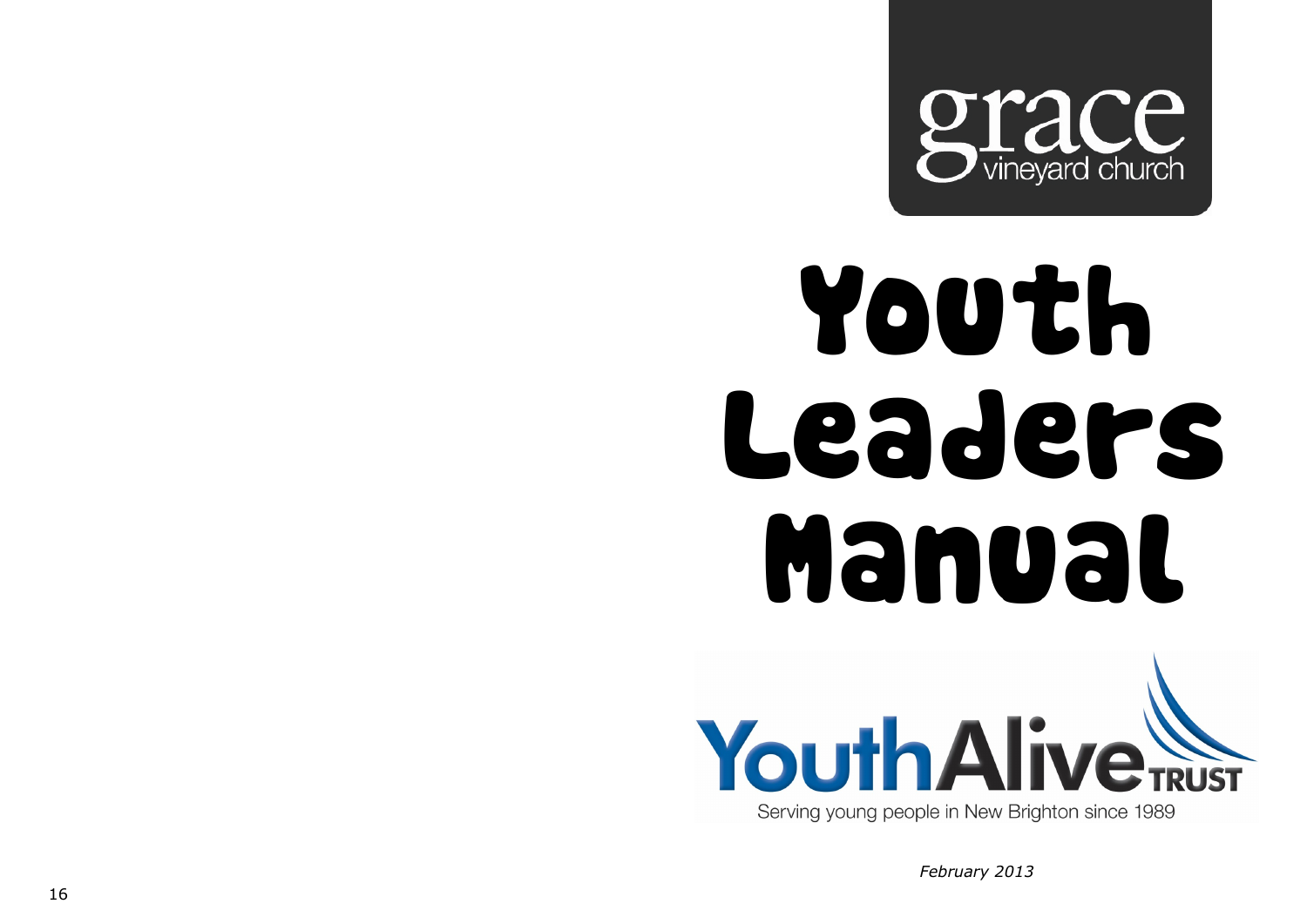grace
vineyard church

# Youth Leaders Manual

YouthAlive TRUST

Serving young people in New Brighton since 1989

*February 2013*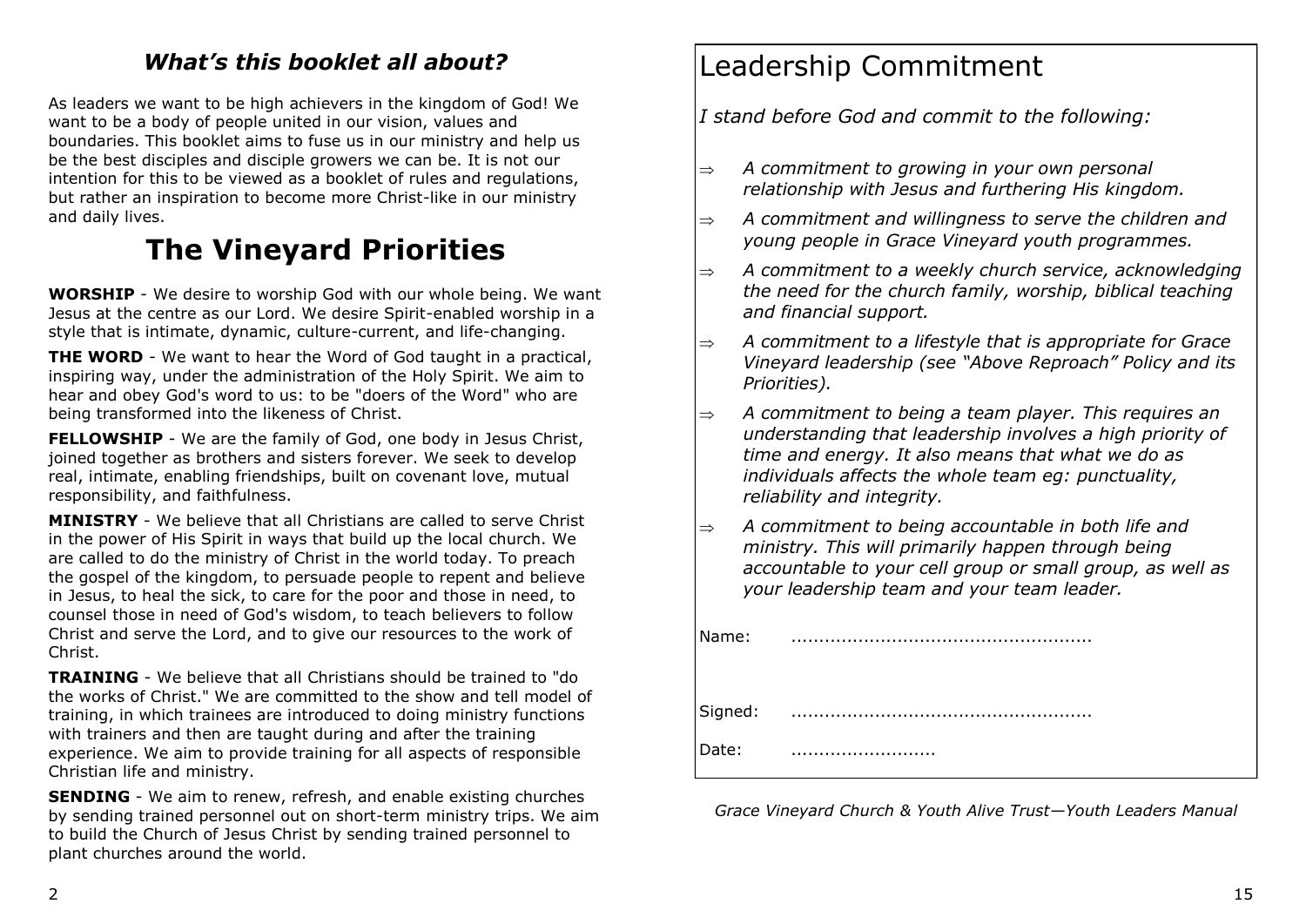### *What's this booklet all about?*

As leaders we want to be high achievers in the kingdom of God! We want to be a body of people united in our vision, values and boundaries. This booklet aims to fuse us in our ministry and help us be the best disciples and disciple growers we can be. It is not our intention for this to be viewed as a booklet of rules and regulations, but rather an inspiration to become more Christ-like in our ministry and daily lives.

## The Vineyard Priorities

**WORSHIP** - We desire to worship God with our whole being. We want Jesus at the centre as our Lord. We desire Spirit-enabled worship in a style that is intimate, dynamic, culture-current, and life-changing.

**THE WORD** - We want to hear the Word of God taught in a practical, inspiring way, under the administration of the Holy Spirit. We aim to hear and obey God's word to us: to be "doers of the Word" who are being transformed into the likeness of Christ.

**FELLOWSHIP** - We are the family of God, one body in Jesus Christ, joined together as brothers and sisters forever. We seek to develop real, intimate, enabling friendships, built on covenant love, mutual responsibility, and faithfulness.

**MINISTRY** - We believe that all Christians are called to serve Christ in the power of His Spirit in ways that build up the local church. We are called to do the ministry of Christ in the world today. To preach the gospel of the kingdom, to persuade people to repent and believe in Jesus, to heal the sick, to care for the poor and those in need, to counsel those in need of God's wisdom, to teach believers to follow Christ and serve the Lord, and to give our resources to the work of Christ.

**TRAINING** - We believe that all Christians should be trained to "do the works of Christ." We are committed to the show and tell model of training, in which trainees are introduced to doing ministry functions with trainers and then are taught during and after the training experience. We aim to provide training for all aspects of responsible Christian life and ministry.

**SENDING** - We aim to renew, refresh, and enable existing churches by sending trained personnel out on short-term ministry trips. We aim to build the Church of Jesus Christ by sending trained personnel to plant churches around the world.

# Leadership Commitment

*I stand before God and commit to the following:*

- ⇒ *A commitment to growing in your own personal relationship with Jesus and furthering His kingdom.*
- ⇒ *A commitment and willingness to serve the children and young people in Grace Vineyard youth programmes.*
- ⇒ *A commitment to a weekly church service, acknowledging the need for the church family, worship, biblical teaching and financial support.*
- ⇒ *A commitment to a lifestyle that is appropriate for Grace Vineyard leadership (see "Above Reproach" Policy and its Priorities).*
- ⇒ *A commitment to being a team player. This requires an understanding that leadership involves a high priority of time and energy. It also means that what we do as individuals affects the whole team eg: punctuality, reliability and integrity.*
- ⇒ *A commitment to being accountable in both life and ministry. This will primarily happen through being accountable to your cell group or small group, as well as your leadership team and your team leader.*

Name: .....................................................

Signed: .....................................................

Date: ..........................

*Grace Vineyard Church & Youth Alive Trust—Youth Leaders Manual*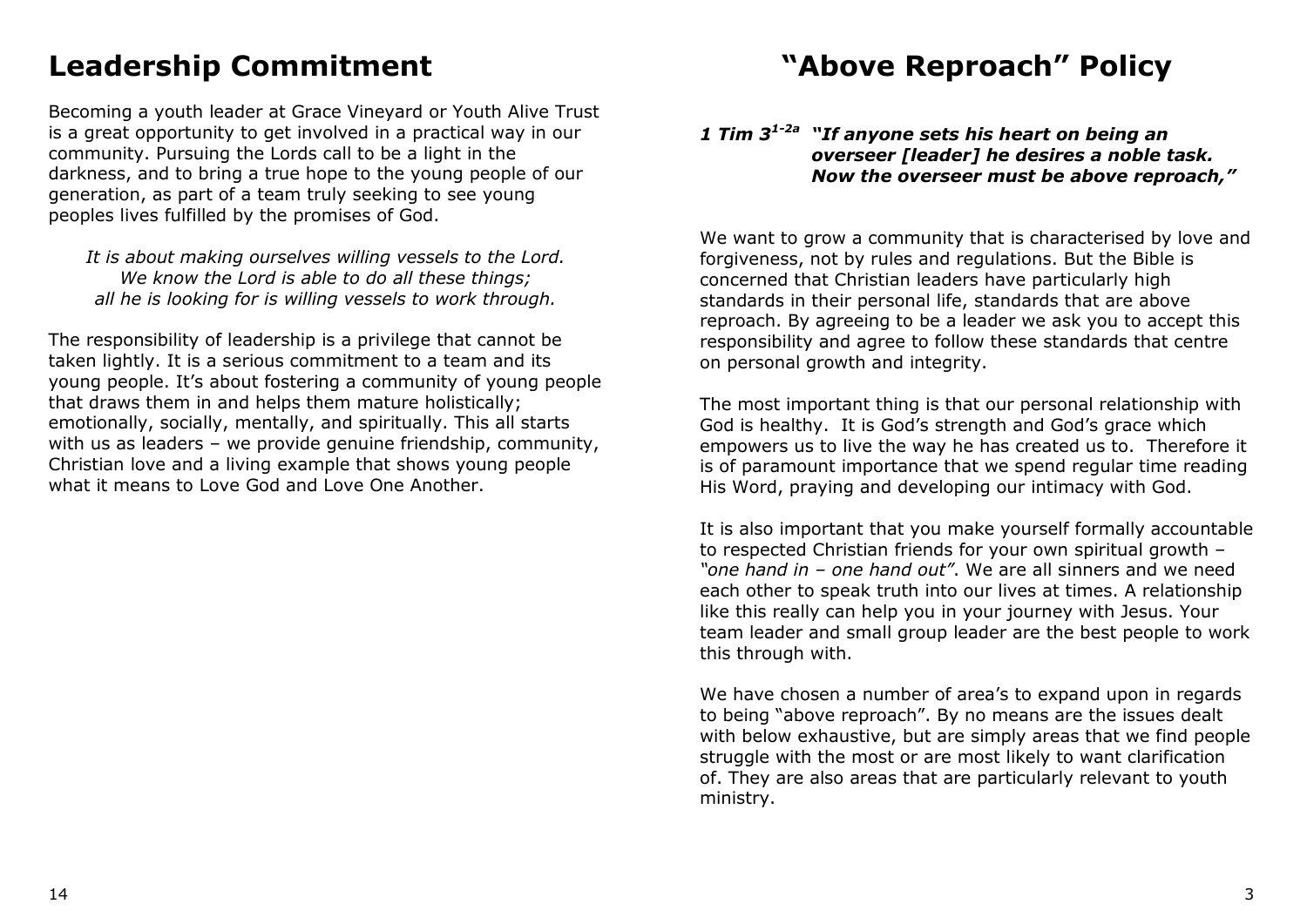# Leadership Commitment

Becoming a youth leader at Grace Vineyard or Youth Alive Trust is a great opportunity to get involved in a practical way in our community. Pursuing the Lords call to be a light in the darkness, and to bring a true hope to the young people of our generation, as part of a team truly seeking to see young peoples lives fulfilled by the promises of God.

*It is about making ourselves willing vessels to the Lord. We know the Lord is able to do all these things; all he is looking for is willing vessels to work through.*

The responsibility of leadership is a privilege that cannot be taken lightly. It is a serious commitment to a team and its young people. It's about fostering a community of young people that draws them in and helps them mature holistically; emotionally, socially, mentally, and spiritually. This all starts with us as leaders – we provide genuine friendship, community, Christian love and a living example that shows young people what it means to Love God and Love One Another.

# "Above Reproach" Policy

***1 Tim 3[1-2a]*** ***"If anyone sets his heart on being an overseer [leader] he desires a noble task. Now the overseer must be above reproach,"***

We want to grow a community that is characterised by love and forgiveness, not by rules and regulations. But the Bible is concerned that Christian leaders have particularly high standards in their personal life, standards that are above reproach. By agreeing to be a leader we ask you to accept this responsibility and agree to follow these standards that centre on personal growth and integrity.

The most important thing is that our personal relationship with God is healthy. It is God's strength and God's grace which empowers us to live the way he has created us to. Therefore it is of paramount importance that we spend regular time reading His Word, praying and developing our intimacy with God.

It is also important that you make yourself formally accountable to respected Christian friends for your own spiritual growth – *"one hand in – one hand out"*. We are all sinners and we need each other to speak truth into our lives at times. A relationship like this really can help you in your journey with Jesus. Your team leader and small group leader are the best people to work this through with.

We have chosen a number of area's to expand upon in regards to being "above reproach". By no means are the issues dealt with below exhaustive, but are simply areas that we find people struggle with the most or are most likely to want clarification of. They are also areas that are particularly relevant to youth ministry.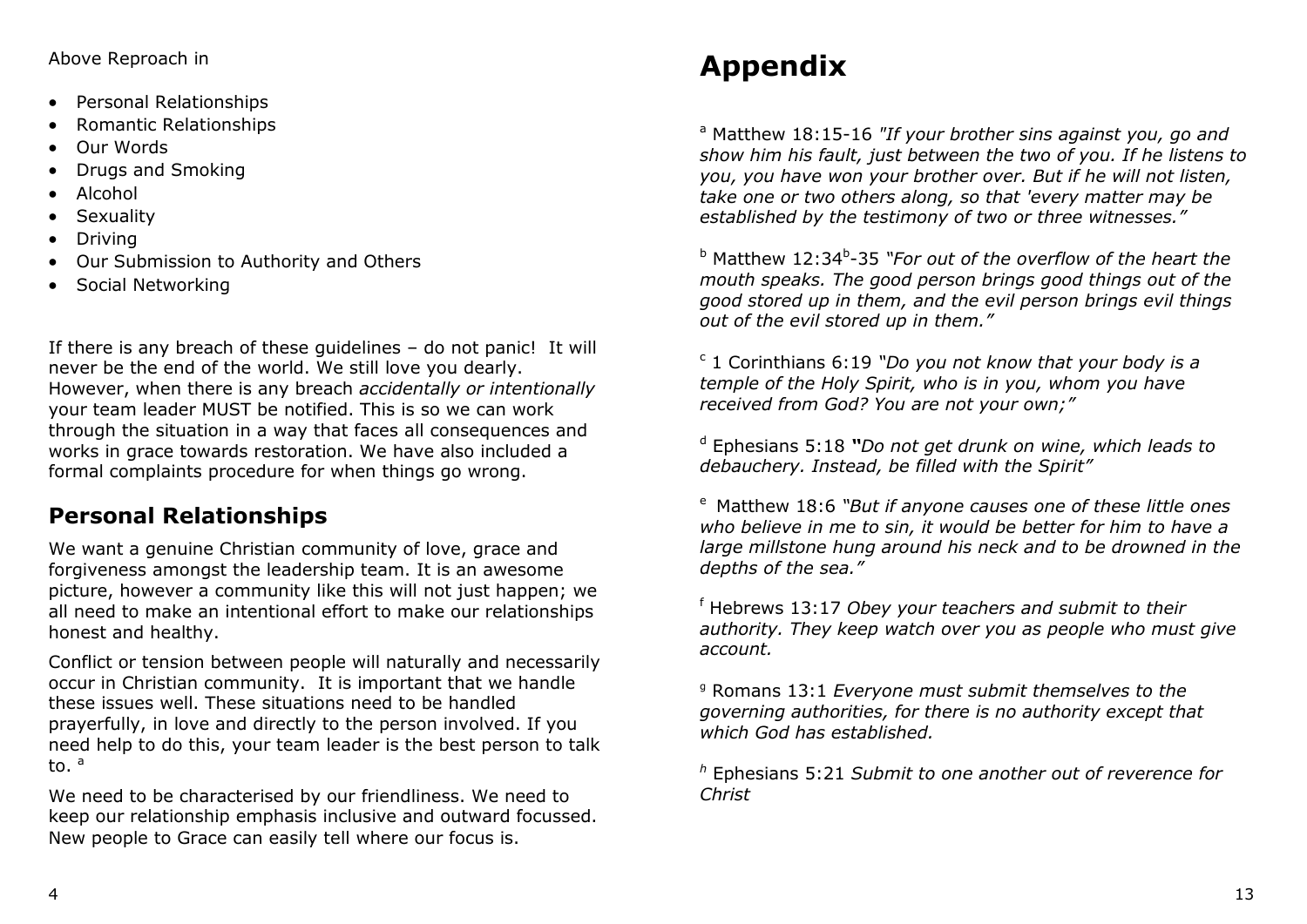Above Reproach in

- Personal Relationships
- Romantic Relationships
- Our Words
- Drugs and Smoking
- Alcohol
- Sexuality
- Driving
- Our Submission to Authority and Others
- Social Networking

If there is any breach of these guidelines – do not panic! It will never be the end of the world. We still love you dearly. However, when there is any breach *accidentally or intentionally* your team leader MUST be notified. This is so we can work through the situation in a way that faces all consequences and works in grace towards restoration. We have also included a formal complaints procedure for when things go wrong.

## Personal Relationships

We want a genuine Christian community of love, grace and forgiveness amongst the leadership team. It is an awesome picture, however a community like this will not just happen; we all need to make an intentional effort to make our relationships honest and healthy.

Conflict or tension between people will naturally and necessarily occur in Christian community. It is important that we handle these issues well. These situations need to be handled prayerfully, in love and directly to the person involved. If you need help to do this, your team leader is the best person to talk to. [a]

We need to be characterised by our friendliness. We need to keep our relationship emphasis inclusive and outward focussed. New people to Grace can easily tell where our focus is.

# Appendix

[a] Matthew 18:15-16 *"If your brother sins against you, go and show him his fault, just between the two of you. If he listens to you, you have won your brother over. But if he will not listen, take one or two others along, so that 'every matter may be established by the testimony of two or three witnesses."*

[b] Matthew 12:34[b]-35 *"For out of the overflow of the heart the mouth speaks. The good person brings good things out of the good stored up in them, and the evil person brings evil things out of the evil stored up in them."*

[c] 1 Corinthians 6:19 *"Do you not know that your body is a temple of the Holy Spirit, who is in you, whom you have received from God? You are not your own;"*

[d] Ephesians 5:18 ***"****Do not get drunk on wine, which leads to debauchery. Instead, be filled with the Spirit"*

[e] Matthew 18:6 *"But if anyone causes one of these little ones who believe in me to sin, it would be better for him to have a large millstone hung around his neck and to be drowned in the depths of the sea."*

[f] Hebrews 13:17 *Obey your teachers and submit to their authority. They keep watch over you as people who must give account.*

[g] Romans 13:1 *Everyone must submit themselves to the governing authorities, for there is no authority except that which God has established.*

[h] Ephesians 5:21 *Submit to one another out of reverence for Christ*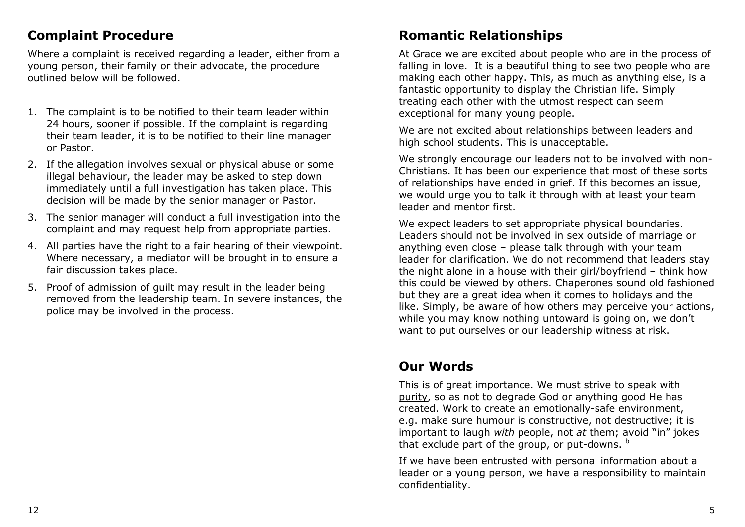## Complaint Procedure

Where a complaint is received regarding a leader, either from a young person, their family or their advocate, the procedure outlined below will be followed.

1. The complaint is to be notified to their team leader within 24 hours, sooner if possible. If the complaint is regarding their team leader, it is to be notified to their line manager or Pastor.
2. If the allegation involves sexual or physical abuse or some illegal behaviour, the leader may be asked to step down immediately until a full investigation has taken place. This decision will be made by the senior manager or Pastor.
3. The senior manager will conduct a full investigation into the complaint and may request help from appropriate parties.
4. All parties have the right to a fair hearing of their viewpoint. Where necessary, a mediator will be brought in to ensure a fair discussion takes place.
5. Proof of admission of guilt may result in the leader being removed from the leadership team. In severe instances, the police may be involved in the process.

## Romantic Relationships

At Grace we are excited about people who are in the process of falling in love. It is a beautiful thing to see two people who are making each other happy. This, as much as anything else, is a fantastic opportunity to display the Christian life. Simply treating each other with the utmost respect can seem exceptional for many young people.

We are not excited about relationships between leaders and high school students. This is unacceptable.

We strongly encourage our leaders not to be involved with non-Christians. It has been our experience that most of these sorts of relationships have ended in grief. If this becomes an issue, we would urge you to talk it through with at least your team leader and mentor first.

We expect leaders to set appropriate physical boundaries. Leaders should not be involved in sex outside of marriage or anything even close – please talk through with your team leader for clarification. We do not recommend that leaders stay the night alone in a house with their girl/boyfriend – think how this could be viewed by others. Chaperones sound old fashioned but they are a great idea when it comes to holidays and the like. Simply, be aware of how others may perceive your actions, while you may know nothing untoward is going on, we don't want to put ourselves or our leadership witness at risk.

## Our Words

This is of great importance. We must strive to speak with purity, so as not to degrade God or anything good He has created. Work to create an emotionally-safe environment, e.g. make sure humour is constructive, not destructive; it is important to laugh *with* people, not *at* them; avoid "in" jokes that exclude part of the group, or put-downs. [b]

If we have been entrusted with personal information about a leader or a young person, we have a responsibility to maintain confidentiality.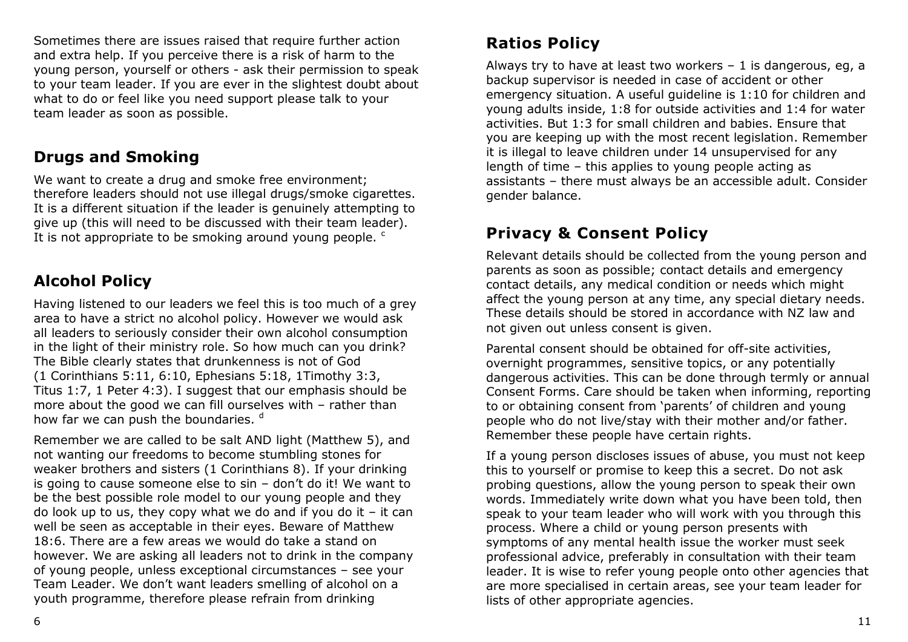Sometimes there are issues raised that require further action and extra help. If you perceive there is a risk of harm to the young person, yourself or others - ask their permission to speak to your team leader. If you are ever in the slightest doubt about what to do or feel like you need support please talk to your team leader as soon as possible.

## Drugs and Smoking

We want to create a drug and smoke free environment; therefore leaders should not use illegal drugs/smoke cigarettes. It is a different situation if the leader is genuinely attempting to give up (this will need to be discussed with their team leader). It is not appropriate to be smoking around young people. [c]

## Alcohol Policy

Having listened to our leaders we feel this is too much of a grey area to have a strict no alcohol policy. However we would ask all leaders to seriously consider their own alcohol consumption in the light of their ministry role. So how much can you drink? The Bible clearly states that drunkenness is not of God (1 Corinthians 5:11, 6:10, Ephesians 5:18, 1Timothy 3:3, Titus 1:7, 1 Peter 4:3). I suggest that our emphasis should be more about the good we can fill ourselves with – rather than how far we can push the boundaries. [d]

Remember we are called to be salt AND light (Matthew 5), and not wanting our freedoms to become stumbling stones for weaker brothers and sisters (1 Corinthians 8). If your drinking is going to cause someone else to sin – don't do it! We want to be the best possible role model to our young people and they do look up to us, they copy what we do and if you do it – it can well be seen as acceptable in their eyes. Beware of Matthew 18:6. There are a few areas we would do take a stand on however. We are asking all leaders not to drink in the company of young people, unless exceptional circumstances – see your Team Leader. We don't want leaders smelling of alcohol on a youth programme, therefore please refrain from drinking

## Ratios Policy

Always try to have at least two workers – 1 is dangerous, eg, a backup supervisor is needed in case of accident or other emergency situation. A useful guideline is 1:10 for children and young adults inside, 1:8 for outside activities and 1:4 for water activities. But 1:3 for small children and babies. Ensure that you are keeping up with the most recent legislation. Remember it is illegal to leave children under 14 unsupervised for any length of time – this applies to young people acting as assistants – there must always be an accessible adult. Consider gender balance.

## Privacy & Consent Policy

Relevant details should be collected from the young person and parents as soon as possible; contact details and emergency contact details, any medical condition or needs which might affect the young person at any time, any special dietary needs. These details should be stored in accordance with NZ law and not given out unless consent is given.

Parental consent should be obtained for off-site activities, overnight programmes, sensitive topics, or any potentially dangerous activities. This can be done through termly or annual Consent Forms. Care should be taken when informing, reporting to or obtaining consent from 'parents' of children and young people who do not live/stay with their mother and/or father. Remember these people have certain rights.

If a young person discloses issues of abuse, you must not keep this to yourself or promise to keep this a secret. Do not ask probing questions, allow the young person to speak their own words. Immediately write down what you have been told, then speak to your team leader who will work with you through this process. Where a child or young person presents with symptoms of any mental health issue the worker must seek professional advice, preferably in consultation with their team leader. It is wise to refer young people onto other agencies that are more specialised in certain areas, see your team leader for lists of other appropriate agencies.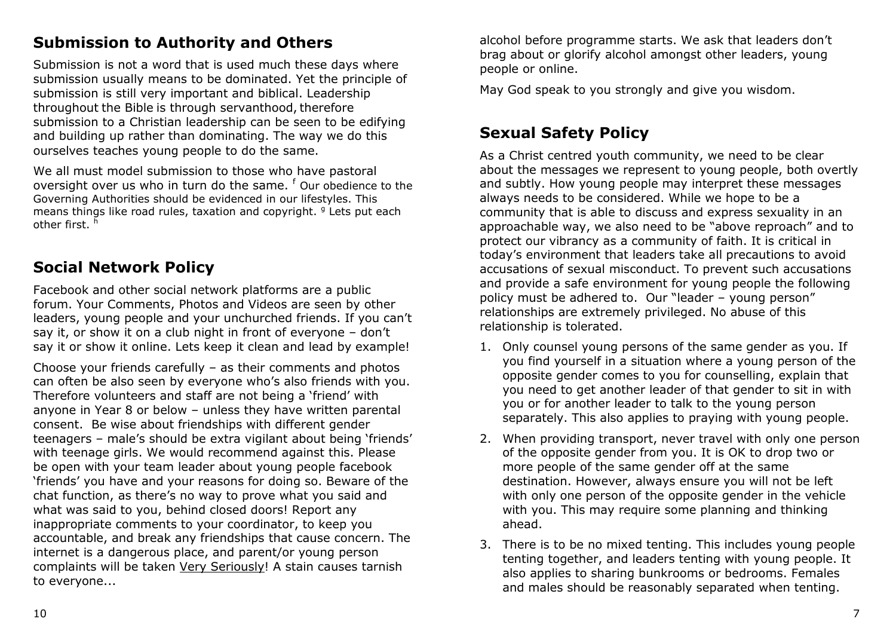## Submission to Authority and Others

Submission is not a word that is used much these days where submission usually means to be dominated. Yet the principle of submission is still very important and biblical. Leadership throughout the Bible is through servanthood, therefore submission to a Christian leadership can be seen to be edifying and building up rather than dominating. The way we do this ourselves teaches young people to do the same.

We all must model submission to those who have pastoral oversight over us who in turn do the same. [f] Our obedience to the Governing Authorities should be evidenced in our lifestyles. This means things like road rules, taxation and copyright. [g] Lets put each other first. [h]

## Social Network Policy

Facebook and other social network platforms are a public forum. Your Comments, Photos and Videos are seen by other leaders, young people and your unchurched friends. If you can't say it, or show it on a club night in front of everyone – don't say it or show it online. Lets keep it clean and lead by example!

Choose your friends carefully – as their comments and photos can often be also seen by everyone who's also friends with you. Therefore volunteers and staff are not being a 'friend' with anyone in Year 8 or below – unless they have written parental consent. Be wise about friendships with different gender teenagers – male's should be extra vigilant about being 'friends' with teenage girls. We would recommend against this. Please be open with your team leader about young people facebook 'friends' you have and your reasons for doing so. Beware of the chat function, as there's no way to prove what you said and what was said to you, behind closed doors! Report any inappropriate comments to your coordinator, to keep you accountable, and break any friendships that cause concern. The internet is a dangerous place, and parent/or young person complaints will be taken Very Seriously! A stain causes tarnish to everyone...

alcohol before programme starts. We ask that leaders don't brag about or glorify alcohol amongst other leaders, young people or online.

May God speak to you strongly and give you wisdom.

## Sexual Safety Policy

As a Christ centred youth community, we need to be clear about the messages we represent to young people, both overtly and subtly. How young people may interpret these messages always needs to be considered. While we hope to be a community that is able to discuss and express sexuality in an approachable way, we also need to be "above reproach" and to protect our vibrancy as a community of faith. It is critical in today's environment that leaders take all precautions to avoid accusations of sexual misconduct. To prevent such accusations and provide a safe environment for young people the following policy must be adhered to. Our "leader – young person" relationships are extremely privileged. No abuse of this relationship is tolerated.

1. Only counsel young persons of the same gender as you. If you find yourself in a situation where a young person of the opposite gender comes to you for counselling, explain that you need to get another leader of that gender to sit in with you or for another leader to talk to the young person separately. This also applies to praying with young people.
2. When providing transport, never travel with only one person of the opposite gender from you. It is OK to drop two or more people of the same gender off at the same destination. However, always ensure you will not be left with only one person of the opposite gender in the vehicle with you. This may require some planning and thinking ahead.
3. There is to be no mixed tenting. This includes young people tenting together, and leaders tenting with young people. It also applies to sharing bunkrooms or bedrooms. Females and males should be reasonably separated when tenting.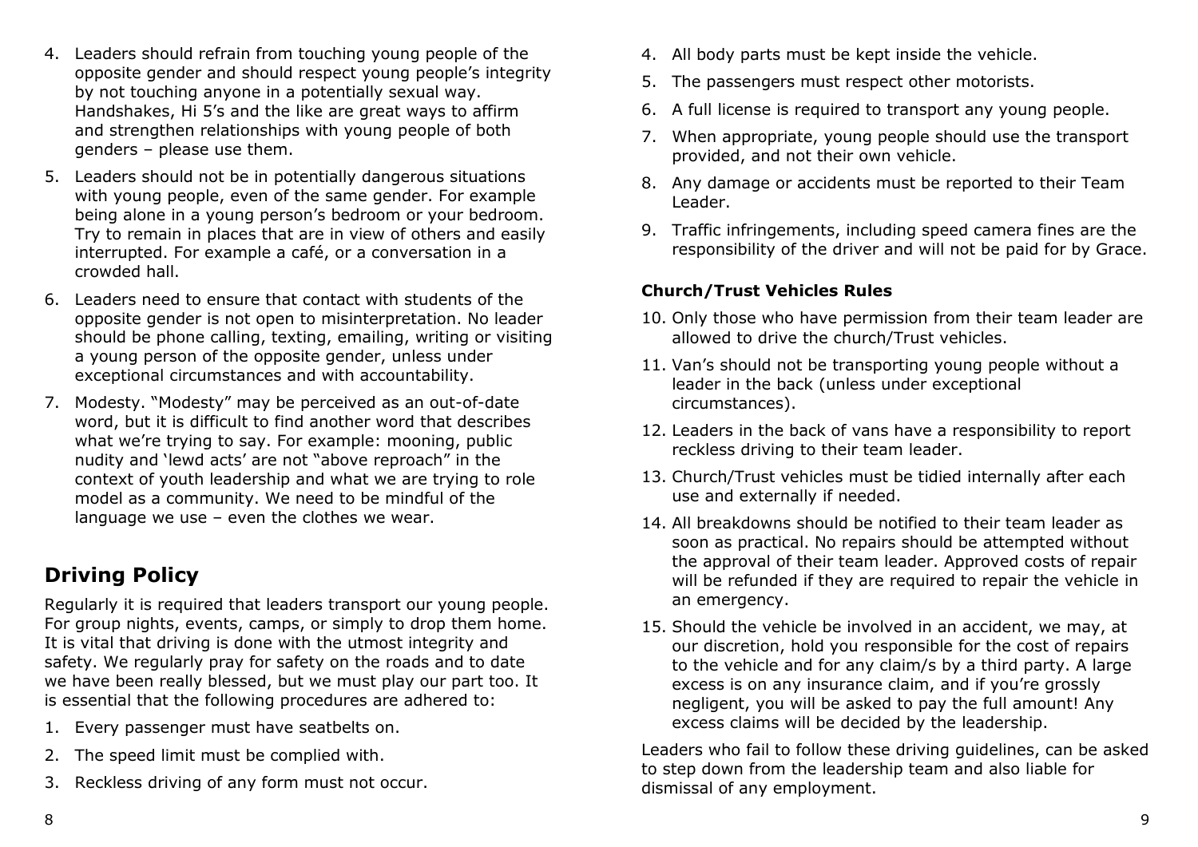4. Leaders should refrain from touching young people of the opposite gender and should respect young people's integrity by not touching anyone in a potentially sexual way. Handshakes, Hi 5's and the like are great ways to affirm and strengthen relationships with young people of both genders – please use them.
5. Leaders should not be in potentially dangerous situations with young people, even of the same gender. For example being alone in a young person's bedroom or your bedroom. Try to remain in places that are in view of others and easily interrupted. For example a café, or a conversation in a crowded hall.
6. Leaders need to ensure that contact with students of the opposite gender is not open to misinterpretation. No leader should be phone calling, texting, emailing, writing or visiting a young person of the opposite gender, unless under exceptional circumstances and with accountability.
7. Modesty. "Modesty" may be perceived as an out-of-date word, but it is difficult to find another word that describes what we're trying to say. For example: mooning, public nudity and 'lewd acts' are not "above reproach" in the context of youth leadership and what we are trying to role model as a community. We need to be mindful of the language we use – even the clothes we wear.

## Driving Policy

Regularly it is required that leaders transport our young people. For group nights, events, camps, or simply to drop them home. It is vital that driving is done with the utmost integrity and safety. We regularly pray for safety on the roads and to date we have been really blessed, but we must play our part too. It is essential that the following procedures are adhered to:

1. Every passenger must have seatbelts on.
2. The speed limit must be complied with.
3. Reckless driving of any form must not occur.
4. All body parts must be kept inside the vehicle.
5. The passengers must respect other motorists.
6. A full license is required to transport any young people.
7. When appropriate, young people should use the transport provided, and not their own vehicle.
8. Any damage or accidents must be reported to their Team Leader.
9. Traffic infringements, including speed camera fines are the responsibility of the driver and will not be paid for by Grace.

**Church/Trust Vehicles Rules**

10. Only those who have permission from their team leader are allowed to drive the church/Trust vehicles.
11. Van's should not be transporting young people without a leader in the back (unless under exceptional circumstances).
12. Leaders in the back of vans have a responsibility to report reckless driving to their team leader.
13. Church/Trust vehicles must be tidied internally after each use and externally if needed.
14. All breakdowns should be notified to their team leader as soon as practical. No repairs should be attempted without the approval of their team leader. Approved costs of repair will be refunded if they are required to repair the vehicle in an emergency.
15. Should the vehicle be involved in an accident, we may, at our discretion, hold you responsible for the cost of repairs to the vehicle and for any claim/s by a third party. A large excess is on any insurance claim, and if you're grossly negligent, you will be asked to pay the full amount! Any excess claims will be decided by the leadership.

Leaders who fail to follow these driving guidelines, can be asked to step down from the leadership team and also liable for dismissal of any employment.